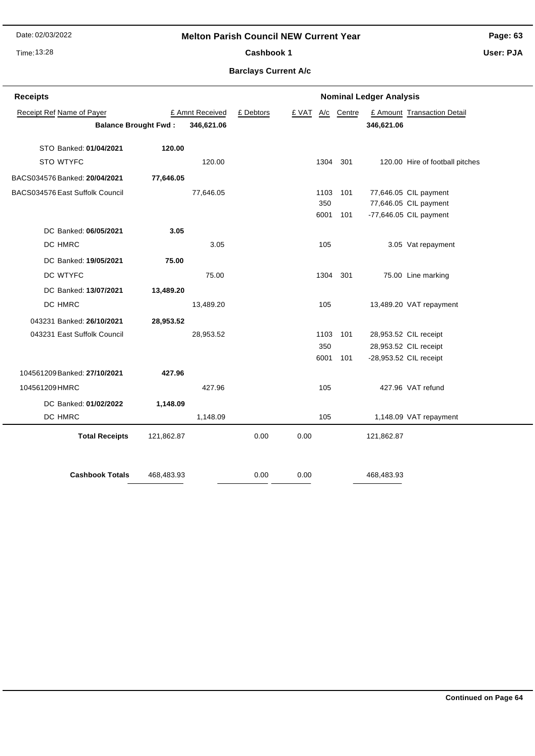# Melton Parish Council NEW Current Year

## Cashbook 1

### Barclays Current A/c

Date: 02/03/2022
Time: 13:28

User: PJA

**Receipts** — **Nominal Ledger Analysis**

| Receipt Ref | Name of Payer | | £ Amnt Received | £ Debtors | £ VAT | A/c | Centre | £ Amount | Transaction Detail |
|---|---|---|---|---|---|---|---|---|---|
| | **Balance Brought Fwd :** | | **346,621.06** | | | | | **346,621.06** | |
| STO | Banked: **01/04/2021** | **120.00** | | | | | | | |
| STO | WTYFC | | 120.00 | | | 1304 | 301 | 120.00 | Hire of football pitches |
| BACS034576 | Banked: **20/04/2021** | **77,646.05** | | | | | | | |
| BACS034576 | East Suffolk Council | | 77,646.05 | | | 1103 | 101 | 77,646.05 | CIL payment |
| | | | | | | 350 | | 77,646.05 | CIL payment |
| | | | | | | 6001 | 101 | -77,646.05 | CIL payment |
| DC | Banked: **06/05/2021** | **3.05** | | | | | | | |
| DC | HMRC | | 3.05 | | | 105 | | 3.05 | Vat repayment |
| DC | Banked: **19/05/2021** | **75.00** | | | | | | | |
| DC | WTYFC | | 75.00 | | | 1304 | 301 | 75.00 | Line marking |
| DC | Banked: **13/07/2021** | **13,489.20** | | | | | | | |
| DC | HMRC | | 13,489.20 | | | 105 | | 13,489.20 | VAT repayment |
| 043231 | Banked: **26/10/2021** | **28,953.52** | | | | | | | |
| 043231 | East Suffolk Council | | 28,953.52 | | | 1103 | 101 | 28,953.52 | CIL receipt |
| | | | | | | 350 | | 28,953.52 | CIL receipt |
| | | | | | | 6001 | 101 | -28,953.52 | CIL receipt |
| 104561209 | Banked: **27/10/2021** | **427.96** | | | | | | | |
| 104561209 | HMRC | | 427.96 | | | 105 | | 427.96 | VAT refund |
| DC | Banked: **01/02/2022** | **1,148.09** | | | | | | | |
| DC | HMRC | | 1,148.09 | | | 105 | | 1,148.09 | VAT repayment |
| | **Total Receipts** | 121,862.87 | | 0.00 | 0.00 | | | 121,862.87 | |
| | **Cashbook Totals** | 468,483.93 | | 0.00 | 0.00 | | | 468,483.93 | |

**Continued on Page 64**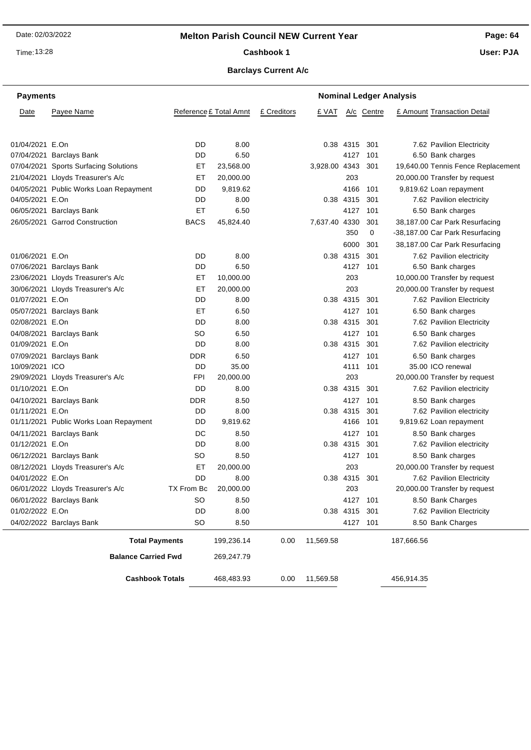# Melton Parish Council NEW Current Year

**Cashbook 1**

**Barclays Current A/c**

Date: 02/03/2022
Time: 13:28
User: PJA

| Payments | | | | | | Nominal Ledger Analysis | | | |
|---|---|---|---|---|---|---|---|---|---|
| Date | Payee Name | Reference | £ Total Amnt | £ Creditors | £ VAT | A/c | Centre | £ Amount | Transaction Detail |
| 01/04/2021 | E.On | DD | 8.00 | | 0.38 | 4315 | 301 | 7.62 | Pavilion Electricity |
| 07/04/2021 | Barclays Bank | DD | 6.50 | | | 4127 | 101 | 6.50 | Bank charges |
| 07/04/2021 | Sports Surfacing Solutions | ET | 23,568.00 | | 3,928.00 | 4343 | 301 | 19,640.00 | Tennis Fence Replacement |
| 21/04/2021 | Lloyds Treasurer's A/c | ET | 20,000.00 | | | 203 | | 20,000.00 | Transfer by request |
| 04/05/2021 | Public Works Loan Repayment | DD | 9,819.62 | | | 4166 | 101 | 9,819.62 | Loan repayment |
| 04/05/2021 | E.On | DD | 8.00 | | 0.38 | 4315 | 301 | 7.62 | Pavilion electricity |
| 06/05/2021 | Barclays Bank | ET | 6.50 | | | 4127 | 101 | 6.50 | Bank charges |
| 26/05/2021 | Garrod Construction | BACS | 45,824.40 | | 7,637.40 | 4330 | 301 | 38,187.00 | Car Park Resurfacing |
| | | | | | | 350 | 0 | -38,187.00 | Car Park Resurfacing |
| | | | | | | 6000 | 301 | 38,187.00 | Car Park Resurfacing |
| 01/06/2021 | E.On | DD | 8.00 | | 0.38 | 4315 | 301 | 7.62 | Pavilion electricity |
| 07/06/2021 | Barclays Bank | DD | 6.50 | | | 4127 | 101 | 6.50 | Bank charges |
| 23/06/2021 | Lloyds Treasurer's A/c | ET | 10,000.00 | | | 203 | | 10,000.00 | Transfer by request |
| 30/06/2021 | Lloyds Treasurer's A/c | ET | 20,000.00 | | | 203 | | 20,000.00 | Transfer by request |
| 01/07/2021 | E.On | DD | 8.00 | | 0.38 | 4315 | 301 | 7.62 | Pavilion Electricity |
| 05/07/2021 | Barclays Bank | ET | 6.50 | | | 4127 | 101 | 6.50 | Bank charges |
| 02/08/2021 | E.On | DD | 8.00 | | 0.38 | 4315 | 301 | 7.62 | Pavilion Electricity |
| 04/08/2021 | Barclays Bank | SO | 6.50 | | | 4127 | 101 | 6.50 | Bank charges |
| 01/09/2021 | E.On | DD | 8.00 | | 0.38 | 4315 | 301 | 7.62 | Pavilion electricity |
| 07/09/2021 | Barclays Bank | DDR | 6.50 | | | 4127 | 101 | 6.50 | Bank charges |
| 10/09/2021 | ICO | DD | 35.00 | | | 4111 | 101 | 35.00 | ICO renewal |
| 29/09/2021 | Lloyds Treasurer's A/c | FPI | 20,000.00 | | | 203 | | 20,000.00 | Transfer by request |
| 01/10/2021 | E.On | DD | 8.00 | | 0.38 | 4315 | 301 | 7.62 | Pavilion electricity |
| 04/10/2021 | Barclays Bank | DDR | 8.50 | | | 4127 | 101 | 8.50 | Bank charges |
| 01/11/2021 | E.On | DD | 8.00 | | 0.38 | 4315 | 301 | 7.62 | Pavilion electricity |
| 01/11/2021 | Public Works Loan Repayment | DD | 9,819.62 | | | 4166 | 101 | 9,819.62 | Loan repayment |
| 04/11/2021 | Barclays Bank | DC | 8.50 | | | 4127 | 101 | 8.50 | Bank charges |
| 01/12/2021 | E.On | DD | 8.00 | | 0.38 | 4315 | 301 | 7.62 | Pavilion electricity |
| 06/12/2021 | Barclays Bank | SO | 8.50 | | | 4127 | 101 | 8.50 | Bank charges |
| 08/12/2021 | Lloyds Treasurer's A/c | ET | 20,000.00 | | | 203 | | 20,000.00 | Transfer by request |
| 04/01/2022 | E.On | DD | 8.00 | | 0.38 | 4315 | 301 | 7.62 | Pavilion Electricity |
| 06/01/2022 | Lloyds Treasurer's A/c | TX From Bc | 20,000.00 | | | 203 | | 20,000.00 | Transfer by request |
| 06/01/2022 | Barclays Bank | SO | 8.50 | | | 4127 | 101 | 8.50 | Bank Charges |
| 01/02/2022 | E.On | DD | 8.00 | | 0.38 | 4315 | 301 | 7.62 | Pavilion Electricity |
| 04/02/2022 | Barclays Bank | SO | 8.50 | | | 4127 | 101 | 8.50 | Bank Charges |
| | **Total Payments** | | 199,236.14 | 0.00 | 11,569.58 | | | 187,666.56 | |
| | **Balance Carried Fwd** | | 269,247.79 | | | | | | |
| | **Cashbook Totals** | | 468,483.93 | 0.00 | 11,569.58 | | | 456,914.35 | |